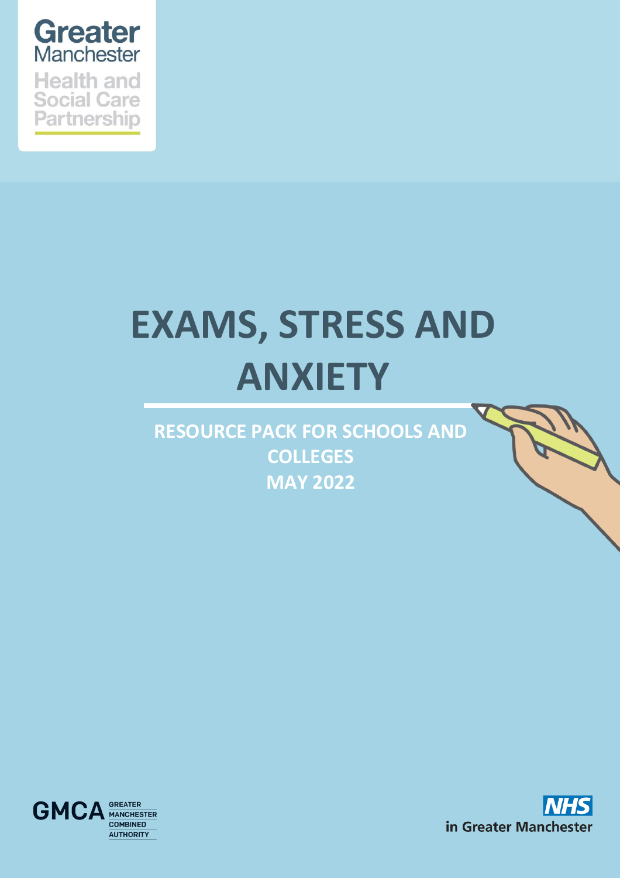Greater Manchester Health and Social Care Partnership

# EXAMS, STRESS AND ANXIETY

## RESOURCE PACK FOR SCHOOLS AND COLLEGES
## MAY 2022

GMCA GREATER MANCHESTER COMBINED AUTHORITY

NHS in Greater Manchester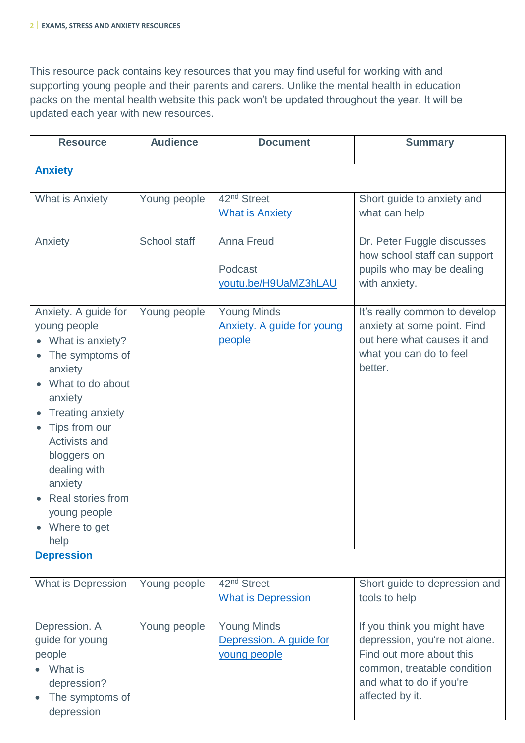This resource pack contains key resources that you may find useful for working with and supporting young people and their parents and carers. Unlike the mental health in education packs on the mental health website this pack won't be updated throughout the year. It will be updated each year with new resources.

| Resource | Audience | Document | Summary |
|---|---|---|---|
| **Anxiety** | | | |
| What is Anxiety | Young people | 42nd Street<br>What is Anxiety | Short guide to anxiety and what can help |
| Anxiety | School staff | Anna Freud<br><br>Podcast<br>youtu.be/H9UaMZ3hLAU | Dr. Peter Fuggle discusses how school staff can support pupils who may be dealing with anxiety. |
| Anxiety. A guide for young people<br>• What is anxiety?<br>• The symptoms of anxiety<br>• What to do about anxiety<br>• Treating anxiety<br>• Tips from our Activists and bloggers on dealing with anxiety<br>• Real stories from young people<br>• Where to get help | Young people | Young Minds<br>Anxiety. A guide for young people | It's really common to develop anxiety at some point. Find out here what causes it and what you can do to feel better. |
| **Depression** | | | |
| What is Depression | Young people | 42nd Street<br>What is Depression | Short guide to depression and tools to help |
| Depression. A guide for young people<br>• What is depression?<br>• The symptoms of depression | Young people | Young Minds<br>Depression. A guide for young people | If you think you might have depression, you're not alone. Find out more about this common, treatable condition and what to do if you're affected by it. |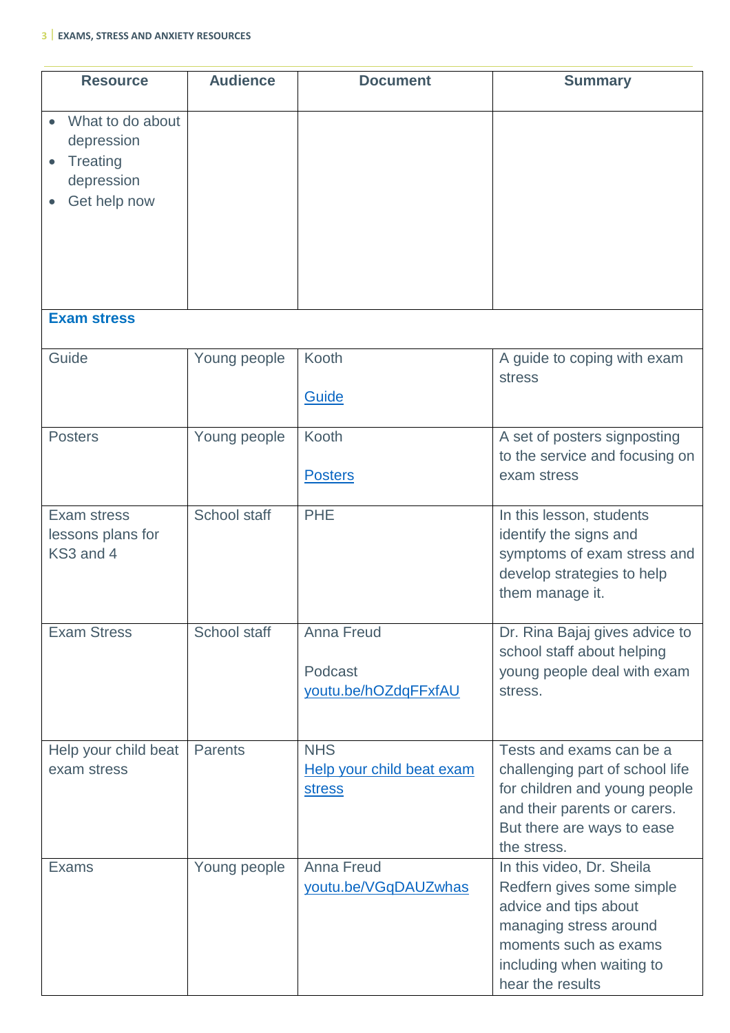| Resource | Audience | Document | Summary |
|---|---|---|---|
| • What to do about depression<br>• Treating depression<br>• Get help now | | | |
| **Exam stress** | | | |
| Guide | Young people | Kooth<br><br>Guide | A guide to coping with exam stress |
| Posters | Young people | Kooth<br><br>Posters | A set of posters signposting to the service and focusing on exam stress |
| Exam stress lessons plans for KS3 and 4 | School staff | PHE | In this lesson, students identify the signs and symptoms of exam stress and develop strategies to help them manage it. |
| Exam Stress | School staff | Anna Freud<br><br>Podcast<br>youtu.be/hOZdqFFxfAU | Dr. Rina Bajaj gives advice to school staff about helping young people deal with exam stress. |
| Help your child beat exam stress | Parents | NHS<br>Help your child beat exam stress | Tests and exams can be a challenging part of school life for children and young people and their parents or carers. But there are ways to ease the stress. |
| Exams | Young people | Anna Freud<br>youtu.be/VGqDAUZwhas | In this video, Dr. Sheila Redfern gives some simple advice and tips about managing stress around moments such as exams including when waiting to hear the results |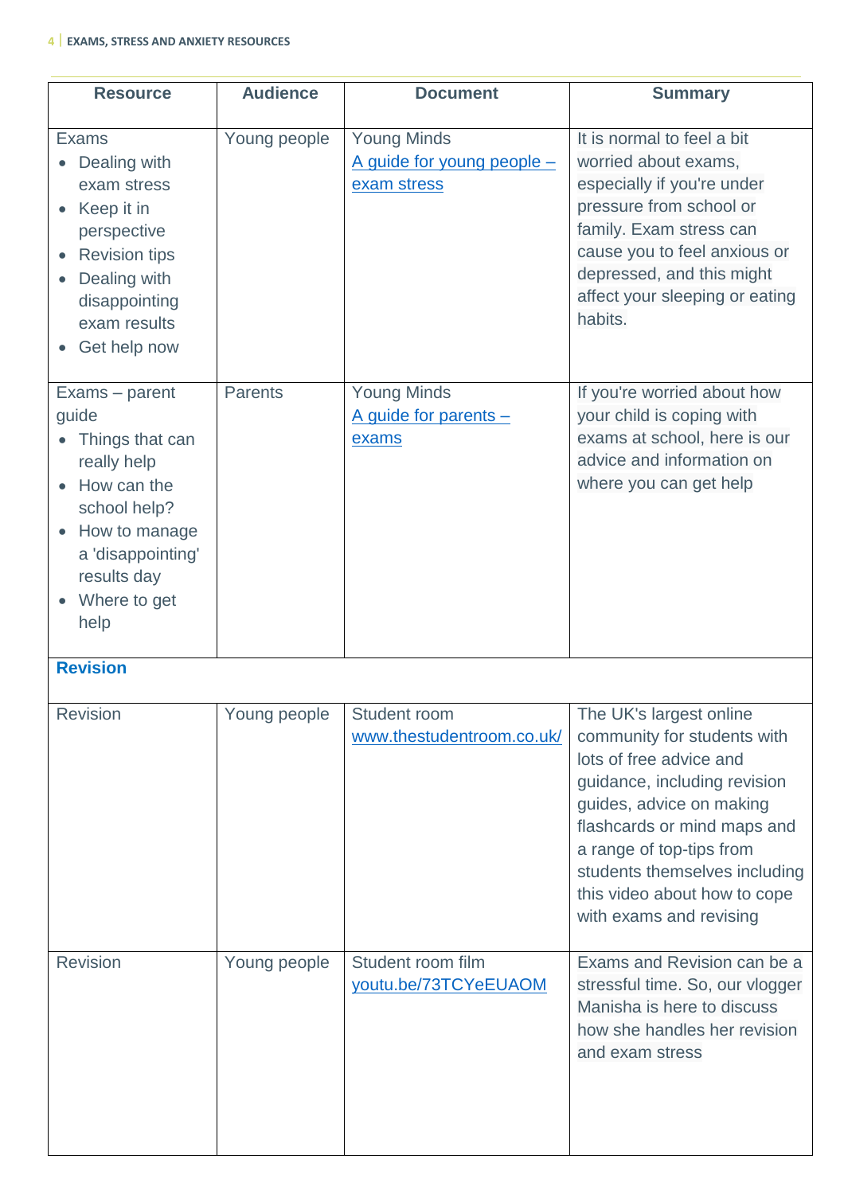| Resource | Audience | Document | Summary |
|---|---|---|---|
| Exams<br>• Dealing with exam stress<br>• Keep it in perspective<br>• Revision tips<br>• Dealing with disappointing exam results<br>• Get help now | Young people | Young Minds<br>A guide for young people – exam stress | It is normal to feel a bit worried about exams, especially if you're under pressure from school or family. Exam stress can cause you to feel anxious or depressed, and this might affect your sleeping or eating habits. |
| Exams – parent guide<br>• Things that can really help<br>• How can the school help?<br>• How to manage a 'disappointing' results day<br>• Where to get help | Parents | Young Minds<br>A guide for parents – exams | If you're worried about how your child is coping with exams at school, here is our advice and information on where you can get help |
| **Revision** | | | |
| Revision | Young people | Student room<br>www.thestudentroom.co.uk/ | The UK's largest online community for students with lots of free advice and guidance, including revision guides, advice on making flashcards or mind maps and a range of top-tips from students themselves including this video about how to cope with exams and revising |
| Revision | Young people | Student room film<br>youtu.be/73TCYeEUAOM | Exams and Revision can be a stressful time. So, our vlogger Manisha is here to discuss how she handles her revision and exam stress |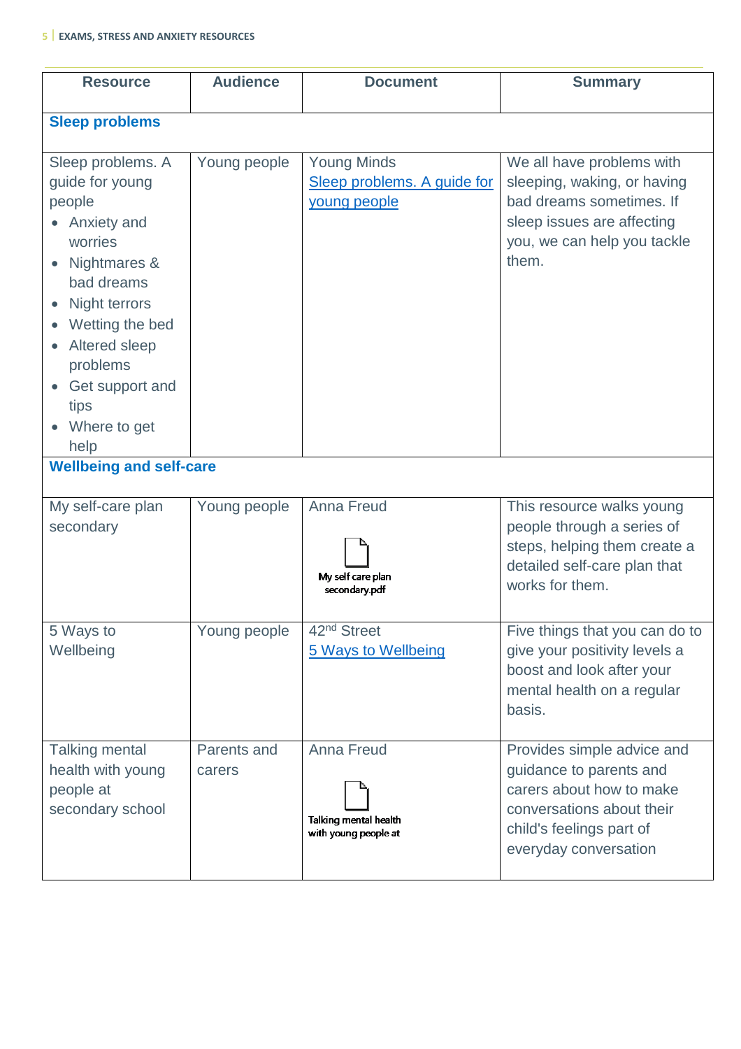| Resource | Audience | Document | Summary |
|---|---|---|---|
| **Sleep problems** | | | |
| Sleep problems. A guide for young people<br>• Anxiety and worries<br>• Nightmares & bad dreams<br>• Night terrors<br>• Wetting the bed<br>• Altered sleep problems<br>• Get support and tips<br>• Where to get help | Young people | Young Minds<br>Sleep problems. A guide for young people | We all have problems with sleeping, waking, or having bad dreams sometimes. If sleep issues are affecting you, we can help you tackle them. |
| **Wellbeing and self-care** | | | |
| My self-care plan secondary | Young people | Anna Freud<br>My self care plan secondary.pdf | This resource walks young people through a series of steps, helping them create a detailed self-care plan that works for them. |
| 5 Ways to Wellbeing | Young people | 42nd Street<br>5 Ways to Wellbeing | Five things that you can do to give your positivity levels a boost and look after your mental health on a regular basis. |
| Talking mental health with young people at secondary school | Parents and carers | Anna Freud<br>Talking mental health with young people at | Provides simple advice and guidance to parents and carers about how to make conversations about their child's feelings part of everyday conversation |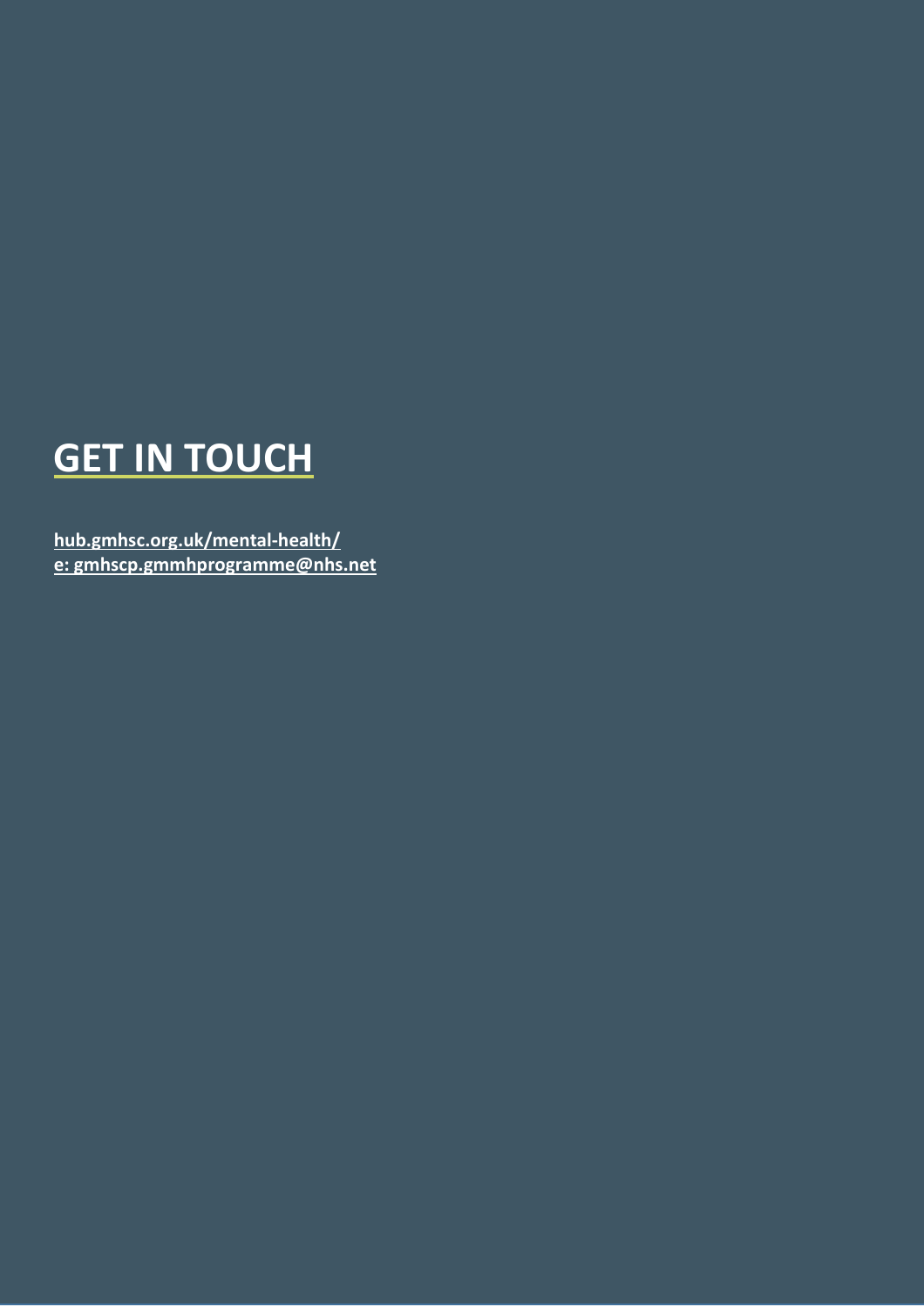# GET IN TOUCH

hub.gmhsc.org.uk/mental-health/
e: gmhscp.gmmhprogramme@nhs.net